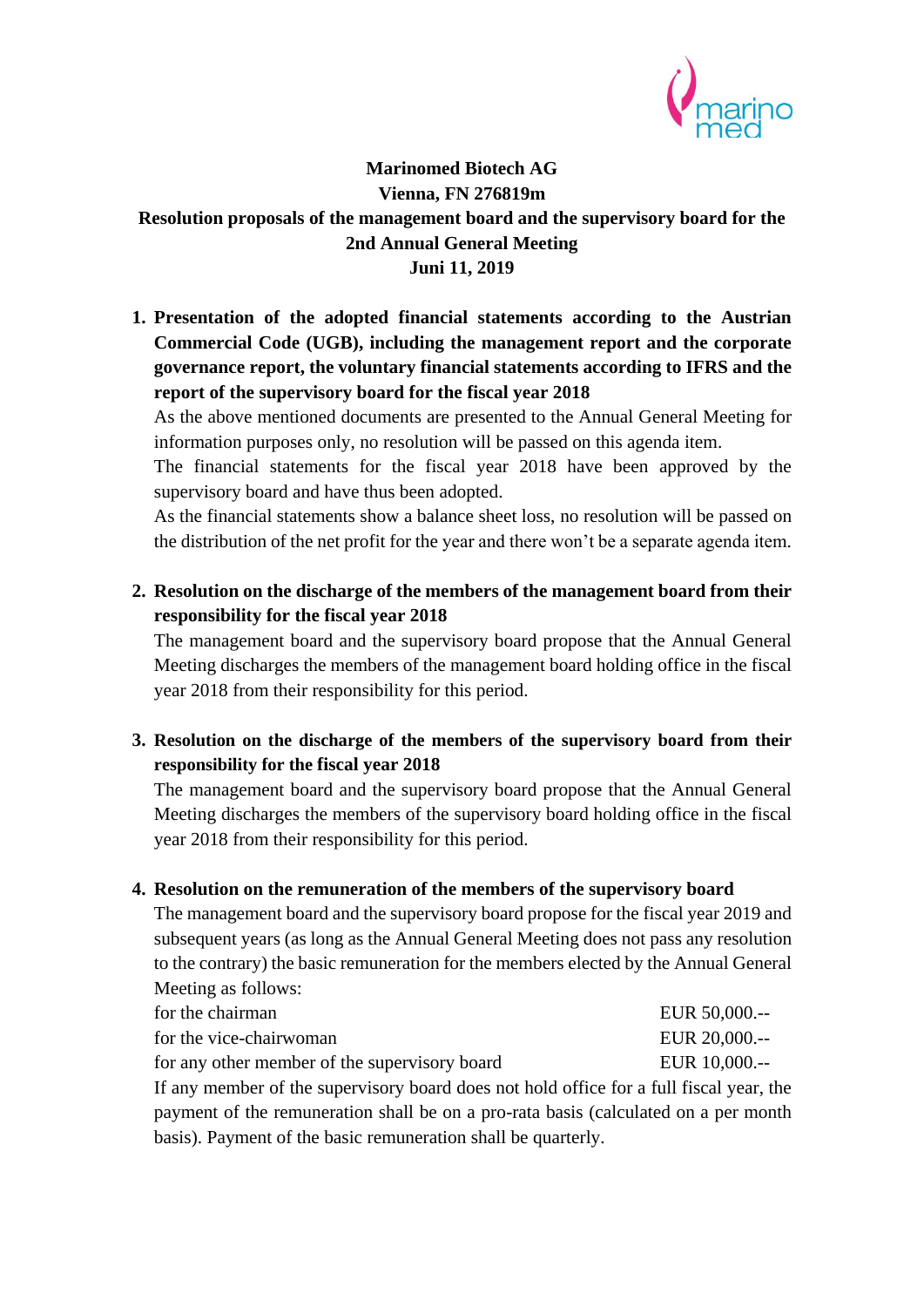**Marinomed Biotech AG**
**Vienna, FN 276819m**
**Resolution proposals of the management board and the supervisory board for the 2nd Annual General Meeting**
**Juni 11, 2019**

1. **Presentation of the adopted financial statements according to the Austrian Commercial Code (UGB), including the management report and the corporate governance report, the voluntary financial statements according to IFRS and the report of the supervisory board for the fiscal year 2018**

   As the above mentioned documents are presented to the Annual General Meeting for information purposes only, no resolution will be passed on this agenda item.

   The financial statements for the fiscal year 2018 have been approved by the supervisory board and have thus been adopted.

   As the financial statements show a balance sheet loss, no resolution will be passed on the distribution of the net profit for the year and there won't be a separate agenda item.

2. **Resolution on the discharge of the members of the management board from their responsibility for the fiscal year 2018**

   The management board and the supervisory board propose that the Annual General Meeting discharges the members of the management board holding office in the fiscal year 2018 from their responsibility for this period.

3. **Resolution on the discharge of the members of the supervisory board from their responsibility for the fiscal year 2018**

   The management board and the supervisory board propose that the Annual General Meeting discharges the members of the supervisory board holding office in the fiscal year 2018 from their responsibility for this period.

4. **Resolution on the remuneration of the members of the supervisory board**

   The management board and the supervisory board propose for the fiscal year 2019 and subsequent years (as long as the Annual General Meeting does not pass any resolution to the contrary) the basic remuneration for the members elected by the Annual General Meeting as follows:

   | | |
   |---|---|
   | for the chairman | EUR 50,000.-- |
   | for the vice-chairwoman | EUR 20,000.-- |
   | for any other member of the supervisory board | EUR 10,000.-- |

   If any member of the supervisory board does not hold office for a full fiscal year, the payment of the remuneration shall be on a pro-rata basis (calculated on a per month basis). Payment of the basic remuneration shall be quarterly.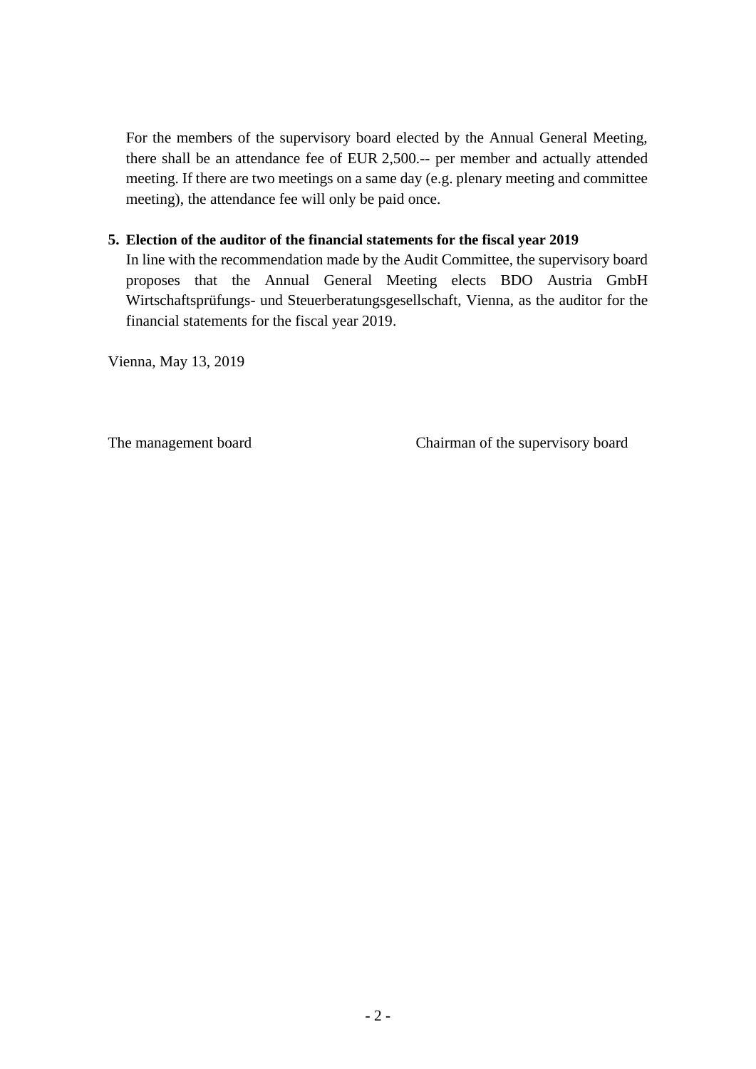For the members of the supervisory board elected by the Annual General Meeting, there shall be an attendance fee of EUR 2,500.-- per member and actually attended meeting. If there are two meetings on a same day (e.g. plenary meeting and committee meeting), the attendance fee will only be paid once.

5. **Election of the auditor of the financial statements for the fiscal year 2019**
   In line with the recommendation made by the Audit Committee, the supervisory board proposes that the Annual General Meeting elects BDO Austria GmbH Wirtschaftsprüfungs- und Steuerberatungsgesellschaft, Vienna, as the auditor for the financial statements for the fiscal year 2019.

Vienna, May 13, 2019

The management board

Chairman of the supervisory board